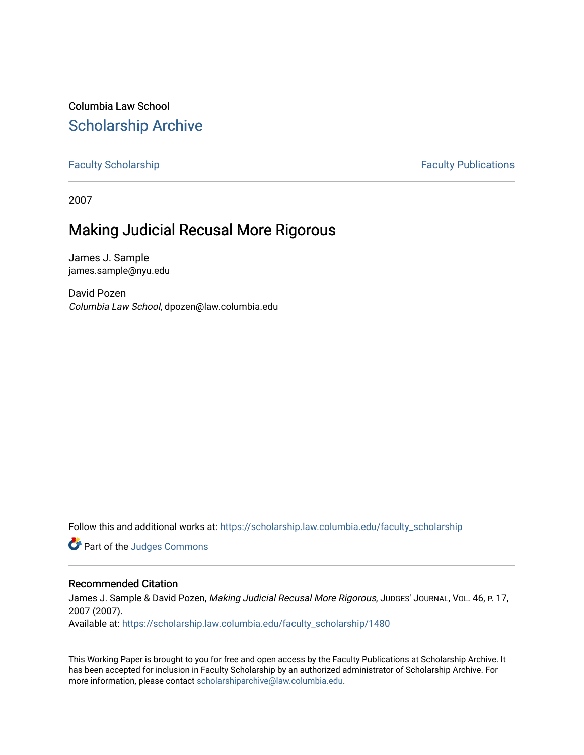Columbia Law School

# Scholarship Archive

Faculty Scholarship | Faculty Publications

2007

## Making Judicial Recusal More Rigorous

James J. Sample
james.sample@nyu.edu

David Pozen
*Columbia Law School*, dpozen@law.columbia.edu

Follow this and additional works at: https://scholarship.law.columbia.edu/faculty_scholarship

Part of the Judges Commons

### Recommended Citation

James J. Sample & David Pozen, *Making Judicial Recusal More Rigorous*, Judges' Journal, Vol. 46, p. 17, 2007 (2007).
Available at: https://scholarship.law.columbia.edu/faculty_scholarship/1480

This Working Paper is brought to you for free and open access by the Faculty Publications at Scholarship Archive. It has been accepted for inclusion in Faculty Scholarship by an authorized administrator of Scholarship Archive. For more information, please contact scholarshiparchive@law.columbia.edu.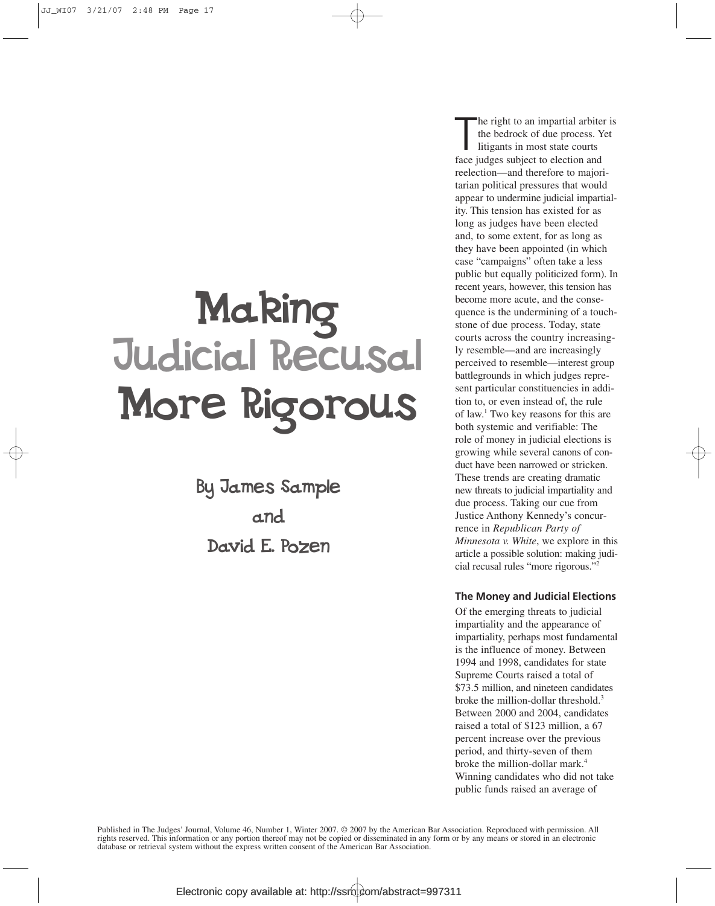# Making Judicial Recusal More Rigorous

By James Sample and David E. Pozen

The right to an impartial arbiter is the bedrock of due process. Yet litigants in most state courts face judges subject to election and reelection—and therefore to majoritarian political pressures that would appear to undermine judicial impartiality. This tension has existed for as long as judges have been elected and, to some extent, for as long as they have been appointed (in which case "campaigns" often take a less public but equally politicized form). In recent years, however, this tension has become more acute, and the consequence is the undermining of a touchstone of due process. Today, state courts across the country increasingly resemble—and are increasingly perceived to resemble—interest group battlegrounds in which judges represent particular constituencies in addition to, or even instead of, the rule of law.[1] Two key reasons for this are both systemic and verifiable: The role of money in judicial elections is growing while several canons of conduct have been narrowed or stricken. These trends are creating dramatic new threats to judicial impartiality and due process. Taking our cue from Justice Anthony Kennedy's concurrence in *Republican Party of Minnesota v. White*, we explore in this article a possible solution: making judicial recusal rules "more rigorous."[2]

### The Money and Judicial Elections

Of the emerging threats to judicial impartiality and the appearance of impartiality, perhaps most fundamental is the influence of money. Between 1994 and 1998, candidates for state Supreme Courts raised a total of $73.5 million, and nineteen candidates broke the million-dollar threshold.[3] Between 2000 and 2004, candidates raised a total of $123 million, a 67 percent increase over the previous period, and thirty-seven of them broke the million-dollar mark.[4] Winning candidates who did not take public funds raised an average of

Published in The Judges' Journal, Volume 46, Number 1, Winter 2007. © 2007 by the American Bar Association. Reproduced with permission. All rights reserved. This information or any portion thereof may not be copied or disseminated in any form or by any means or stored in an electronic database or retrieval system without the express written consent of the American Bar Association.

Electronic copy available at: http://ssrn.com/abstract=997311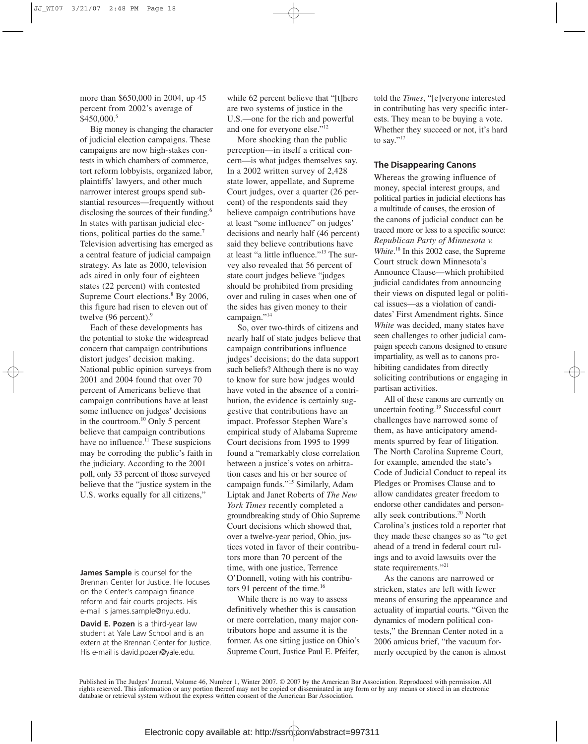more than $650,000 in 2004, up 45 percent from 2002's average of $450,000.[5]

Big money is changing the character of judicial election campaigns. These campaigns are now high-stakes contests in which chambers of commerce, tort reform lobbyists, organized labor, plaintiffs' lawyers, and other much narrower interest groups spend substantial resources—frequently without disclosing the sources of their funding.[6] In states with partisan judicial elections, political parties do the same.[7] Television advertising has emerged as a central feature of judicial campaign strategy. As late as 2000, television ads aired in only four of eighteen states (22 percent) with contested Supreme Court elections.[8] By 2006, this figure had risen to eleven out of twelve (96 percent).[9]

Each of these developments has the potential to stoke the widespread concern that campaign contributions distort judges' decision making. National public opinion surveys from 2001 and 2004 found that over 70 percent of Americans believe that campaign contributions have at least some influence on judges' decisions in the courtroom.[10] Only 5 percent believe that campaign contributions have no influence.[11] These suspicions may be corroding the public's faith in the judiciary. According to the 2001 poll, only 33 percent of those surveyed believe that the "justice system in the U.S. works equally for all citizens," while 62 percent believe that "[t]here are two systems of justice in the U.S.—one for the rich and powerful and one for everyone else."[12]

More shocking than the public perception—in itself a critical concern—is what judges themselves say. In a 2002 written survey of 2,428 state lower, appellate, and Supreme Court judges, over a quarter (26 percent) of the respondents said they believe campaign contributions have at least "some influence" on judges' decisions and nearly half (46 percent) said they believe contributions have at least "a little influence."[13] The survey also revealed that 56 percent of state court judges believe "judges should be prohibited from presiding over and ruling in cases when one of the sides has given money to their campaign."[14]

So, over two-thirds of citizens and nearly half of state judges believe that campaign contributions influence judges' decisions; do the data support such beliefs? Although there is no way to know for sure how judges would have voted in the absence of a contribution, the evidence is certainly suggestive that contributions have an impact. Professor Stephen Ware's empirical study of Alabama Supreme Court decisions from 1995 to 1999 found a "remarkably close correlation between a justice's votes on arbitration cases and his or her source of campaign funds."[15] Similarly, Adam Liptak and Janet Roberts of *The New York Times* recently completed a groundbreaking study of Ohio Supreme Court decisions which showed that, over a twelve-year period, Ohio, justices voted in favor of their contributors more than 70 percent of the time, with one justice, Terrence O'Donnell, voting with his contributors 91 percent of the time.[16]

While there is no way to assess definitively whether this is causation or mere correlation, many major contributors hope and assume it is the former. As one sitting justice on Ohio's Supreme Court, Justice Paul E. Pfeifer, told the *Times*, "[e]veryone interested in contributing has very specific interests. They mean to be buying a vote. Whether they succeed or not, it's hard to say."[17]

## The Disappearing Canons

Whereas the growing influence of money, special interest groups, and political parties in judicial elections has a multitude of causes, the erosion of the canons of judicial conduct can be traced more or less to a specific source: *Republican Party of Minnesota v. White*.[18] In this 2002 case, the Supreme Court struck down Minnesota's Announce Clause—which prohibited judicial candidates from announcing their views on disputed legal or political issues—as a violation of candidates' First Amendment rights. Since *White* was decided, many states have seen challenges to other judicial campaign speech canons designed to ensure impartiality, as well as to canons prohibiting candidates from directly soliciting contributions or engaging in partisan activities.

All of these canons are currently on uncertain footing.[19] Successful court challenges have narrowed some of them, as have anticipatory amendments spurred by fear of litigation. The North Carolina Supreme Court, for example, amended the state's Code of Judicial Conduct to repeal its Pledges or Promises Clause and to allow candidates greater freedom to endorse other candidates and personally seek contributions.[20] North Carolina's justices told a reporter that they made these changes so as "to get ahead of a trend in federal court rulings and to avoid lawsuits over the state requirements."[21]

As the canons are narrowed or stricken, states are left with fewer means of ensuring the appearance and actuality of impartial courts. "Given the dynamics of modern political contests," the Brennan Center noted in a 2006 amicus brief, "the vacuum formerly occupied by the canon is almost

**James Sample** is counsel for the Brennan Center for Justice. He focuses on the Center's campaign finance reform and fair courts projects. His e-mail is james.sample@nyu.edu.

**David E. Pozen** is a third-year law student at Yale Law School and is an extern at the Brennan Center for Justice. His e-mail is david.pozen@yale.edu.

Published in The Judges' Journal, Volume 46, Number 1, Winter 2007. © 2007 by the American Bar Association. Reproduced with permission. All rights reserved. This information or any portion thereof may not be copied or disseminated in any form or by any means or stored in an electronic database or retrieval system without the express written consent of the American Bar Association.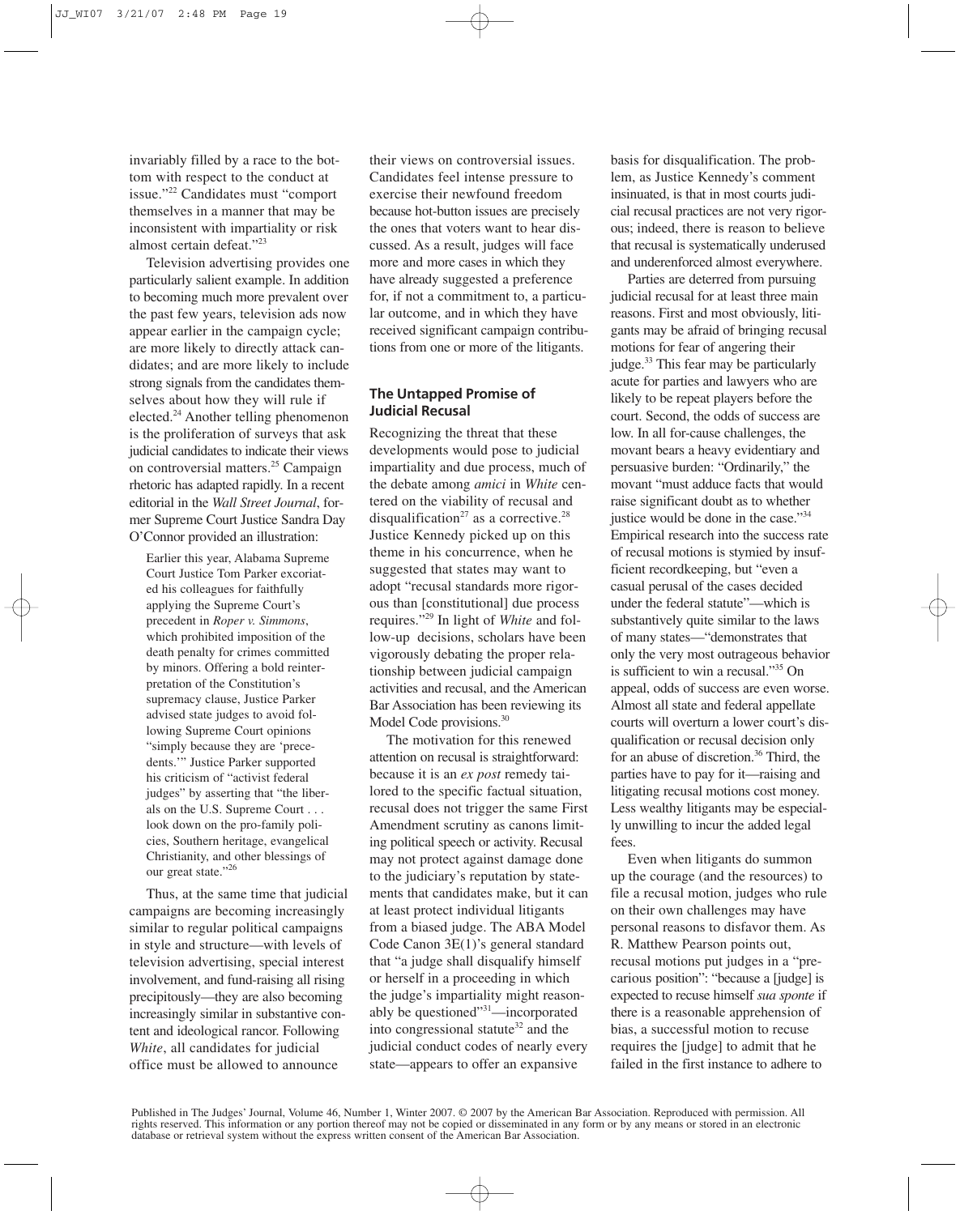invariably filled by a race to the bottom with respect to the conduct at issue."[22] Candidates must "comport themselves in a manner that may be inconsistent with impartiality or risk almost certain defeat."[23]

Television advertising provides one particularly salient example. In addition to becoming much more prevalent over the past few years, television ads now appear earlier in the campaign cycle; are more likely to directly attack candidates; and are more likely to include strong signals from the candidates themselves about how they will rule if elected.[24] Another telling phenomenon is the proliferation of surveys that ask judicial candidates to indicate their views on controversial matters.[25] Campaign rhetoric has adapted rapidly. In a recent editorial in the *Wall Street Journal*, former Supreme Court Justice Sandra Day O'Connor provided an illustration:

> Earlier this year, Alabama Supreme Court Justice Tom Parker excoriated his colleagues for faithfully applying the Supreme Court's precedent in *Roper v. Simmons*, which prohibited imposition of the death penalty for crimes committed by minors. Offering a bold reinterpretation of the Constitution's supremacy clause, Justice Parker advised state judges to avoid following Supreme Court opinions "simply because they are 'precedents.'" Justice Parker supported his criticism of "activist federal judges" by asserting that "the liberals on the U.S. Supreme Court . . . look down on the pro-family policies, Southern heritage, evangelical Christianity, and other blessings of our great state."[26]

Thus, at the same time that judicial campaigns are becoming increasingly similar to regular political campaigns in style and structure—with levels of television advertising, special interest involvement, and fund-raising all rising precipitously—they are also becoming increasingly similar in substantive content and ideological rancor. Following *White*, all candidates for judicial office must be allowed to announce their views on controversial issues. Candidates feel intense pressure to exercise their newfound freedom because hot-button issues are precisely the ones that voters want to hear discussed. As a result, judges will face more and more cases in which they have already suggested a preference for, if not a commitment to, a particular outcome, and in which they have received significant campaign contributions from one or more of the litigants.

## The Untapped Promise of Judicial Recusal

Recognizing the threat that these developments would pose to judicial impartiality and due process, much of the debate among *amici* in *White* centered on the viability of recusal and disqualification[27] as a corrective.[28] Justice Kennedy picked up on this theme in his concurrence, when he suggested that states may want to adopt "recusal standards more rigorous than [constitutional] due process requires."[29] In light of *White* and follow-up decisions, scholars have been vigorously debating the proper relationship between judicial campaign activities and recusal, and the American Bar Association has been reviewing its Model Code provisions.[30]

The motivation for this renewed attention on recusal is straightforward: because it is an *ex post* remedy tailored to the specific factual situation, recusal does not trigger the same First Amendment scrutiny as canons limiting political speech or activity. Recusal may not protect against damage done to the judiciary's reputation by statements that candidates make, but it can at least protect individual litigants from a biased judge. The ABA Model Code Canon 3E(1)'s general standard that "a judge shall disqualify himself or herself in a proceeding in which the judge's impartiality might reasonably be questioned"[31]—incorporated into congressional statute[32] and the judicial conduct codes of nearly every state—appears to offer an expansive basis for disqualification. The problem, as Justice Kennedy's comment insinuated, is that in most courts judicial recusal practices are not very rigorous; indeed, there is reason to believe that recusal is systematically underused and underenforced almost everywhere.

Parties are deterred from pursuing judicial recusal for at least three main reasons. First and most obviously, litigants may be afraid of bringing recusal motions for fear of angering their judge.[33] This fear may be particularly acute for parties and lawyers who are likely to be repeat players before the court. Second, the odds of success are low. In all for-cause challenges, the movant bears a heavy evidentiary and persuasive burden: "Ordinarily," the movant "must adduce facts that would raise significant doubt as to whether justice would be done in the case."[34] Empirical research into the success rate of recusal motions is stymied by insufficient recordkeeping, but "even a casual perusal of the cases decided under the federal statute"—which is substantively quite similar to the laws of many states—"demonstrates that only the very most outrageous behavior is sufficient to win a recusal."[35] On appeal, odds of success are even worse. Almost all state and federal appellate courts will overturn a lower court's disqualification or recusal decision only for an abuse of discretion.[36] Third, the parties have to pay for it—raising and litigating recusal motions cost money. Less wealthy litigants may be especially unwilling to incur the added legal fees.

Even when litigants do summon up the courage (and the resources) to file a recusal motion, judges who rule on their own challenges may have personal reasons to disfavor them. As R. Matthew Pearson points out, recusal motions put judges in a "precarious position": "because a [judge] is expected to recuse himself *sua sponte* if there is a reasonable apprehension of bias, a successful motion to recuse requires the [judge] to admit that he failed in the first instance to adhere to

Published in The Judges' Journal, Volume 46, Number 1, Winter 2007. © 2007 by the American Bar Association. Reproduced with permission. All rights reserved. This information or any portion thereof may not be copied or disseminated in any form or by any means or stored in an electronic database or retrieval system without the express written consent of the American Bar Association.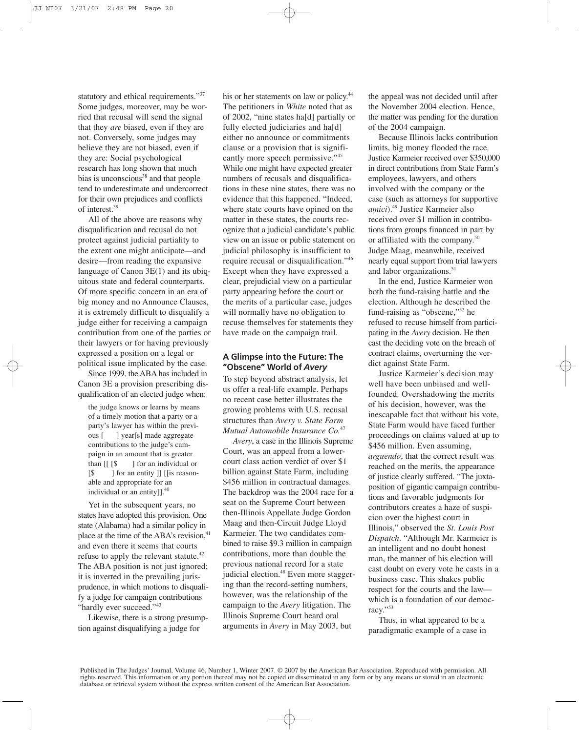statutory and ethical requirements."[37] Some judges, moreover, may be worried that recusal will send the signal that they *are* biased, even if they are not. Conversely, some judges may believe they are not biased, even if they are: Social psychological research has long shown that much bias is unconscious[38] and that people tend to underestimate and undercorrect for their own prejudices and conflicts of interest.[39]

All of the above are reasons why disqualification and recusal do not protect against judicial partiality to the extent one might anticipate—and desire—from reading the expansive language of Canon 3E(1) and its ubiquitous state and federal counterparts. Of more specific concern in an era of big money and no Announce Clauses, it is extremely difficult to disqualify a judge either for receiving a campaign contribution from one of the parties or their lawyers or for having previously expressed a position on a legal or political issue implicated by the case.

Since 1999, the ABA has included in Canon 3E a provision prescribing disqualification of an elected judge when:

> the judge knows or learns by means of a timely motion that a party or a party's lawyer has within the previous [ ] year[s] made aggregate contributions to the judge's campaign in an amount that is greater than [[ [$ ] for an individual or [$ ] for an entity ]] [[is reasonable and appropriate for an individual or an entity]].[40]

Yet in the subsequent years, no states have adopted this provision. One state (Alabama) had a similar policy in place at the time of the ABA's revision,[41] and even there it seems that courts refuse to apply the relevant statute.[42] The ABA position is not just ignored; it is inverted in the prevailing jurisprudence, in which motions to disqualify a judge for campaign contributions "hardly ever succeed."[43]

Likewise, there is a strong presumption against disqualifying a judge for his or her statements on law or policy.[44] The petitioners in *White* noted that as of 2002, "nine states ha[d] partially or fully elected judiciaries and ha[d] either no announce or commitments clause or a provision that is significantly more speech permissive."[45] While one might have expected greater numbers of recusals and disqualifications in these nine states, there was no evidence that this happened. "Indeed, where state courts have opined on the matter in these states, the courts recognize that a judicial candidate's public view on an issue or public statement on judicial philosophy is insufficient to require recusal or disqualification."[46] Except when they have expressed a clear, prejudicial view on a particular party appearing before the court or the merits of a particular case, judges will normally have no obligation to recuse themselves for statements they have made on the campaign trail.

## A Glimpse into the Future: The "Obscene" World of *Avery*

To step beyond abstract analysis, let us offer a real-life example. Perhaps no recent case better illustrates the growing problems with U.S. recusal structures than *Avery v. State Farm Mutual Automobile Insurance Co.*[47]

*Avery*, a case in the Illinois Supreme Court, was an appeal from a lower-court class action verdict of over $1 billion against State Farm, including $456 million in contractual damages. The backdrop was the 2004 race for a seat on the Supreme Court between then-Illinois Appellate Judge Gordon Maag and then-Circuit Judge Lloyd Karmeier. The two candidates combined to raise $9.3 million in campaign contributions, more than double the previous national record for a state judicial election.[48] Even more staggering than the record-setting numbers, however, was the relationship of the campaign to the *Avery* litigation. The Illinois Supreme Court heard oral arguments in *Avery* in May 2003, but the appeal was not decided until after the November 2004 election. Hence, the matter was pending for the duration of the 2004 campaign.

Because Illinois lacks contribution limits, big money flooded the race. Justice Karmeier received over $350,000 in direct contributions from State Farm's employees, lawyers, and others involved with the company or the case (such as attorneys for supportive *amici*).[49] Justice Karmeier also received over $1 million in contributions from groups financed in part by or affiliated with the company.[50] Judge Maag, meanwhile, received nearly equal support from trial lawyers and labor organizations.[51]

In the end, Justice Karmeier won both the fund-raising battle and the election. Although he described the fund-raising as "obscene,"[52] he refused to recuse himself from participating in the *Avery* decision. He then cast the deciding vote on the breach of contract claims, overturning the verdict against State Farm.

Justice Karmeier's decision may well have been unbiased and well-founded. Overshadowing the merits of his decision, however, was the inescapable fact that without his vote, State Farm would have faced further proceedings on claims valued at up to $456 million. Even assuming, *arguendo*, that the correct result was reached on the merits, the appearance of justice clearly suffered. "The juxtaposition of gigantic campaign contributions and favorable judgments for contributors creates a haze of suspicion over the highest court in Illinois," observed the *St. Louis Post Dispatch*. "Although Mr. Karmeier is an intelligent and no doubt honest man, the manner of his election will cast doubt on every vote he casts in a business case. This shakes public respect for the courts and the law—which is a foundation of our democracy."[53]

Thus, in what appeared to be a paradigmatic example of a case in

Published in The Judges' Journal, Volume 46, Number 1, Winter 2007. © 2007 by the American Bar Association. Reproduced with permission. All rights reserved. This information or any portion thereof may not be copied or disseminated in any form or by any means or stored in an electronic database or retrieval system without the express written consent of the American Bar Association.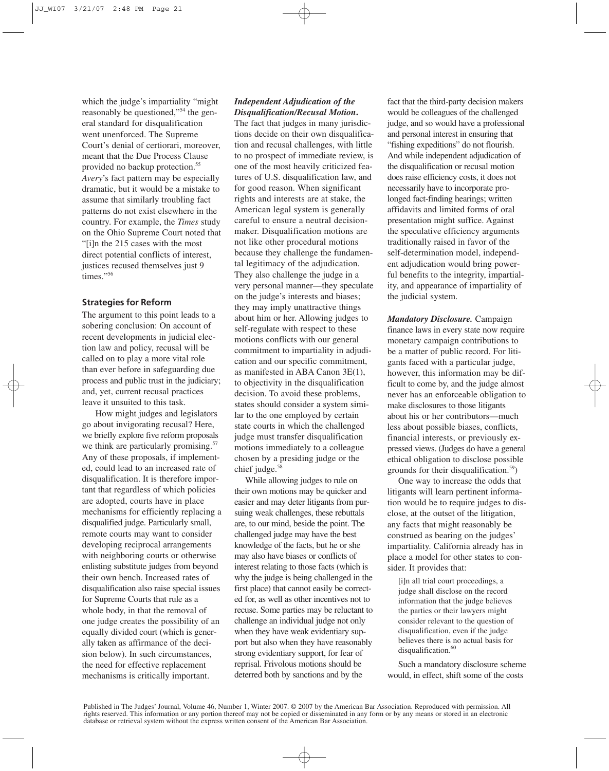which the judge's impartiality "might reasonably be questioned,"[54] the general standard for disqualification went unenforced. The Supreme Court's denial of certiorari, moreover, meant that the Due Process Clause provided no backup protection.[55] *Avery*'s fact pattern may be especially dramatic, but it would be a mistake to assume that similarly troubling fact patterns do not exist elsewhere in the country. For example, the *Times* study on the Ohio Supreme Court noted that "[i]n the 215 cases with the most direct potential conflicts of interest, justices recused themselves just 9 times."[56]

## Strategies for Reform

The argument to this point leads to a sobering conclusion: On account of recent developments in judicial election law and policy, recusal will be called on to play a more vital role than ever before in safeguarding due process and public trust in the judiciary; and, yet, current recusal practices leave it unsuited to this task.

How might judges and legislators go about invigorating recusal? Here, we briefly explore five reform proposals we think are particularly promising.[57] Any of these proposals, if implemented, could lead to an increased rate of disqualification. It is therefore important that regardless of which policies are adopted, courts have in place mechanisms for efficiently replacing a disqualified judge. Particularly small, remote courts may want to consider developing reciprocal arrangements with neighboring courts or otherwise enlisting substitute judges from beyond their own bench. Increased rates of disqualification also raise special issues for Supreme Courts that rule as a whole body, in that the removal of one judge creates the possibility of an equally divided court (which is generally taken as affirmance of the decision below). In such circumstances, the need for effective replacement mechanisms is critically important.

***Independent Adjudication of the Disqualification/Recusal Motion.*** The fact that judges in many jurisdictions decide on their own disqualification and recusal challenges, with little to no prospect of immediate review, is one of the most heavily criticized features of U.S. disqualification law, and for good reason. When significant rights and interests are at stake, the American legal system is generally careful to ensure a neutral decision-maker. Disqualification motions are not like other procedural motions because they challenge the fundamental legitimacy of the adjudication. They also challenge the judge in a very personal manner—they speculate on the judge's interests and biases; they may imply unattractive things about him or her. Allowing judges to self-regulate with respect to these motions conflicts with our general commitment to impartiality in adjudication and our specific commitment, as manifested in ABA Canon 3E(1), to objectivity in the disqualification decision. To avoid these problems, states should consider a system similar to the one employed by certain state courts in which the challenged judge must transfer disqualification motions immediately to a colleague chosen by a presiding judge or the chief judge.[58]

While allowing judges to rule on their own motions may be quicker and easier and may deter litigants from pursuing weak challenges, these rebuttals are, to our mind, beside the point. The challenged judge may have the best knowledge of the facts, but he or she may also have biases or conflicts of interest relating to those facts (which is why the judge is being challenged in the first place) that cannot easily be corrected for, as well as other incentives not to recuse. Some parties may be reluctant to challenge an individual judge not only when they have weak evidentiary support but also when they have reasonably strong evidentiary support, for fear of reprisal. Frivolous motions should be deterred both by sanctions and by the fact that the third-party decision makers would be colleagues of the challenged judge, and so would have a professional and personal interest in ensuring that "fishing expeditions" do not flourish. And while independent adjudication of the disqualification or recusal motion does raise efficiency costs, it does not necessarily have to incorporate prolonged fact-finding hearings; written affidavits and limited forms of oral presentation might suffice. Against the speculative efficiency arguments traditionally raised in favor of the self-determination model, independent adjudication would bring powerful benefits to the integrity, impartiality, and appearance of impartiality of the judicial system.

***Mandatory Disclosure.*** Campaign finance laws in every state now require monetary campaign contributions to be a matter of public record. For litigants faced with a particular judge, however, this information may be difficult to come by, and the judge almost never has an enforceable obligation to make disclosures to those litigants about his or her contributors—much less about possible biases, conflicts, financial interests, or previously expressed views. (Judges do have a general ethical obligation to disclose possible grounds for their disqualification.[59])

One way to increase the odds that litigants will learn pertinent information would be to require judges to disclose, at the outset of the litigation, any facts that might reasonably be construed as bearing on the judges' impartiality. California already has in place a model for other states to consider. It provides that:

> [i]n all trial court proceedings, a judge shall disclose on the record information that the judge believes the parties or their lawyers might consider relevant to the question of disqualification, even if the judge believes there is no actual basis for disqualification.[60]

Such a mandatory disclosure scheme would, in effect, shift some of the costs

Published in The Judges' Journal, Volume 46, Number 1, Winter 2007. © 2007 by the American Bar Association. Reproduced with permission. All rights reserved. This information or any portion thereof may not be copied or disseminated in any form or by any means or stored in an electronic database or retrieval system without the express written consent of the American Bar Association.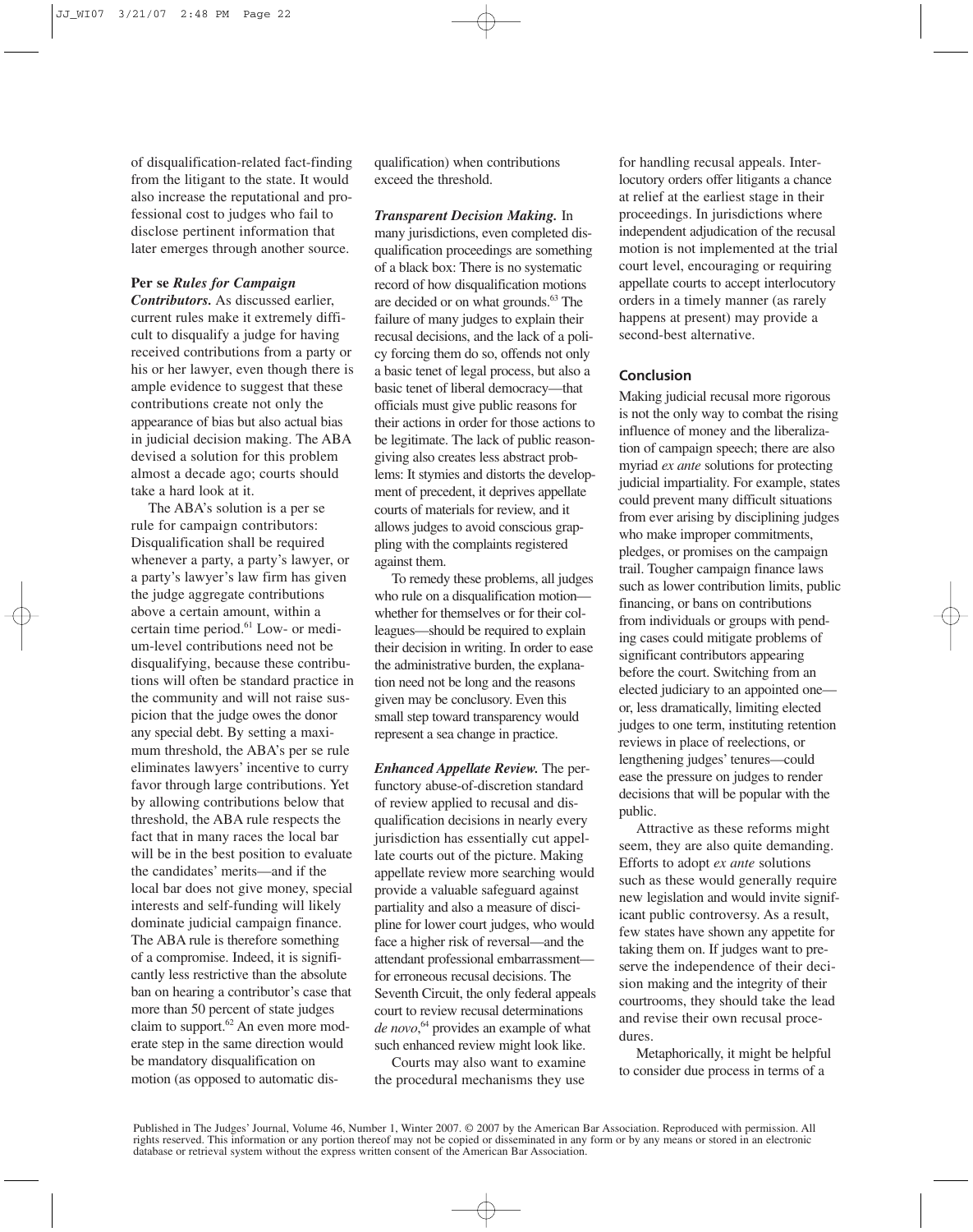of disqualification-related fact-finding from the litigant to the state. It would also increase the reputational and professional cost to judges who fail to disclose pertinent information that later emerges through another source.

**Per se** ***Rules for Campaign Contributors.*** As discussed earlier, current rules make it extremely difficult to disqualify a judge for having received contributions from a party or his or her lawyer, even though there is ample evidence to suggest that these contributions create not only the appearance of bias but also actual bias in judicial decision making. The ABA devised a solution for this problem almost a decade ago; courts should take a hard look at it.

The ABA's solution is a per se rule for campaign contributors: Disqualification shall be required whenever a party, a party's lawyer, or a party's lawyer's law firm has given the judge aggregate contributions above a certain amount, within a certain time period.[61] Low- or medium-level contributions need not be disqualifying, because these contributions will often be standard practice in the community and will not raise suspicion that the judge owes the donor any special debt. By setting a maximum threshold, the ABA's per se rule eliminates lawyers' incentive to curry favor through large contributions. Yet by allowing contributions below that threshold, the ABA rule respects the fact that in many races the local bar will be in the best position to evaluate the candidates' merits—and if the local bar does not give money, special interests and self-funding will likely dominate judicial campaign finance. The ABA rule is therefore something of a compromise. Indeed, it is significantly less restrictive than the absolute ban on hearing a contributor's case that more than 50 percent of state judges claim to support.[62] An even more moderate step in the same direction would be mandatory disqualification on motion (as opposed to automatic disqualification) when contributions exceed the threshold.

***Transparent Decision Making.*** In many jurisdictions, even completed disqualification proceedings are something of a black box: There is no systematic record of how disqualification motions are decided or on what grounds.[63] The failure of many judges to explain their recusal decisions, and the lack of a policy forcing them do so, offends not only a basic tenet of legal process, but also a basic tenet of liberal democracy—that officials must give public reasons for their actions in order for those actions to be legitimate. The lack of public reason-giving also creates less abstract problems: It stymies and distorts the development of precedent, it deprives appellate courts of materials for review, and it allows judges to avoid conscious grappling with the complaints registered against them.

To remedy these problems, all judges who rule on a disqualification motion—whether for themselves or for their colleagues—should be required to explain their decision in writing. In order to ease the administrative burden, the explanation need not be long and the reasons given may be conclusory. Even this small step toward transparency would represent a sea change in practice.

***Enhanced Appellate Review.*** The perfunctory abuse-of-discretion standard of review applied to recusal and disqualification decisions in nearly every jurisdiction has essentially cut appellate courts out of the picture. Making appellate review more searching would provide a valuable safeguard against partiality and also a measure of discipline for lower court judges, who would face a higher risk of reversal—and the attendant professional embarrassment—for erroneous recusal decisions. The Seventh Circuit, the only federal appeals court to review recusal determinations *de novo*,[64] provides an example of what such enhanced review might look like.

Courts may also want to examine the procedural mechanisms they use for handling recusal appeals. Interlocutory orders offer litigants a chance at relief at the earliest stage in their proceedings. In jurisdictions where independent adjudication of the recusal motion is not implemented at the trial court level, encouraging or requiring appellate courts to accept interlocutory orders in a timely manner (as rarely happens at present) may provide a second-best alternative.

## Conclusion

Making judicial recusal more rigorous is not the only way to combat the rising influence of money and the liberalization of campaign speech; there are also myriad *ex ante* solutions for protecting judicial impartiality. For example, states could prevent many difficult situations from ever arising by disciplining judges who make improper commitments, pledges, or promises on the campaign trail. Tougher campaign finance laws such as lower contribution limits, public financing, or bans on contributions from individuals or groups with pending cases could mitigate problems of significant contributors appearing before the court. Switching from an elected judiciary to an appointed one—or, less dramatically, limiting elected judges to one term, instituting retention reviews in place of reelections, or lengthening judges' tenures—could ease the pressure on judges to render decisions that will be popular with the public.

Attractive as these reforms might seem, they are also quite demanding. Efforts to adopt *ex ante* solutions such as these would generally require new legislation and would invite significant public controversy. As a result, few states have shown any appetite for taking them on. If judges want to preserve the independence of their decision making and the integrity of their courtrooms, they should take the lead and revise their own recusal procedures.

Metaphorically, it might be helpful to consider due process in terms of a

Published in The Judges' Journal, Volume 46, Number 1, Winter 2007. © 2007 by the American Bar Association. Reproduced with permission. All rights reserved. This information or any portion thereof may not be copied or disseminated in any form or by any means or stored in an electronic database or retrieval system without the express written consent of the American Bar Association.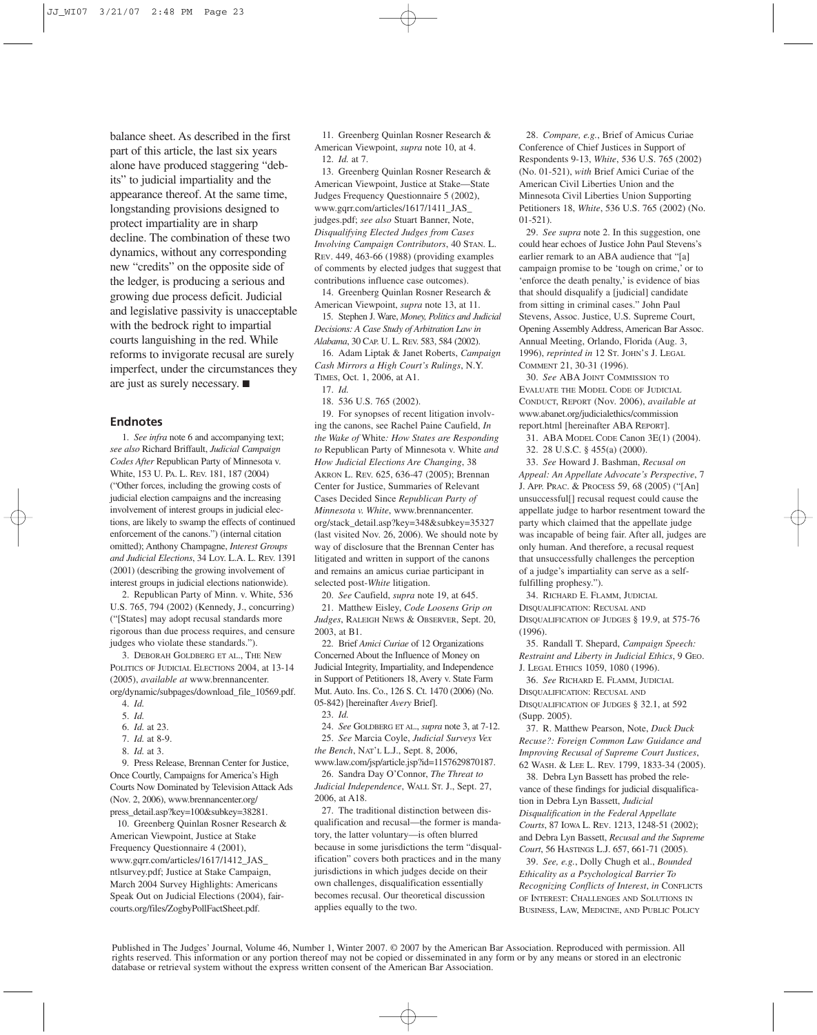balance sheet. As described in the first part of this article, the last six years alone have produced staggering "debits" to judicial impartiality and the appearance thereof. At the same time, longstanding provisions designed to protect impartiality are in sharp decline. The combination of these two dynamics, without any corresponding new "credits" on the opposite side of the ledger, is producing a serious and growing due process deficit. Judicial and legislative passivity is unacceptable with the bedrock right to impartial courts languishing in the red. While reforms to invigorate recusal are surely imperfect, under the circumstances they are just as surely necessary. ■

## Endnotes

1. *See infra* note 6 and accompanying text; *see also* Richard Briffault, *Judicial Campaign Codes After* Republican Party of Minnesota v. White, 153 U. PA. L. REV. 181, 187 (2004) ("Other forces, including the growing costs of judicial election campaigns and the increasing involvement of interest groups in judicial elections, are likely to swamp the effects of continued enforcement of the canons.") (internal citation omitted); Anthony Champagne, *Interest Groups and Judicial Elections*, 34 LOY. L.A. L. REV. 1391 (2001) (describing the growing involvement of interest groups in judicial elections nationwide).

2. Republican Party of Minn. v. White, 536 U.S. 765, 794 (2002) (Kennedy, J., concurring) ("[States] may adopt recusal standards more rigorous than due process requires, and censure judges who violate these standards.").

3. DEBORAH GOLDBERG ET AL., THE NEW POLITICS OF JUDICIAL ELECTIONS 2004, at 13-14 (2005), *available at* www.brennancenter.org/dynamic/subpages/download_file_10569.pdf.

4. *Id.*

5. *Id.*

6. *Id.* at 23.

7. *Id.* at 8-9.

8. *Id.* at 3.

9. Press Release, Brennan Center for Justice, Once Courtly, Campaigns for America's High Courts Now Dominated by Television Attack Ads (Nov. 2, 2006), www.brennancenter.org/press_detail.asp?key=100&subkey=38281.

10. Greenberg Quinlan Rosner Research & American Viewpoint, Justice at Stake Frequency Questionnaire 4 (2001), www.gqrr.com/articles/1617/1412_JAS_ntlsurvey.pdf; Justice at Stake Campaign, March 2004 Survey Highlights: Americans Speak Out on Judicial Elections (2004), faircourts.org/files/ZogbyPollFactSheet.pdf.

11. Greenberg Quinlan Rosner Research & American Viewpoint, *supra* note 10, at 4.

12. *Id.* at 7.

13. Greenberg Quinlan Rosner Research & American Viewpoint, Justice at Stake—State Judges Frequency Questionnaire 5 (2002), www.gqrr.com/articles/1617/1411_JAS_judges.pdf; *see also* Stuart Banner, Note, *Disqualifying Elected Judges from Cases Involving Campaign Contributors*, 40 STAN. L. REV. 449, 463-66 (1988) (providing examples of comments by elected judges that suggest that contributions influence case outcomes).

14. Greenberg Quinlan Rosner Research & American Viewpoint, *supra* note 13, at 11.

15. Stephen J. Ware, *Money, Politics and Judicial Decisions: A Case Study of Arbitration Law in Alabama*, 30 CAP. U. L. REV. 583, 584 (2002).

16. Adam Liptak & Janet Roberts, *Campaign Cash Mirrors a High Court's Rulings*, N.Y. TIMES, Oct. 1, 2006, at A1.

17. *Id.*

18. 536 U.S. 765 (2002).

19. For synopses of recent litigation involving the canons, see Rachel Paine Caufield, *In the Wake of* White*: How States are Responding to* Republican Party of Minnesota v. White *and How Judicial Elections Are Changing*, 38 AKRON L. REV. 625, 636-47 (2005); Brennan Center for Justice, Summaries of Relevant Cases Decided Since *Republican Party of Minnesota v. White*, www.brennancenter.org/stack_detail.asp?key=348&subkey=35327 (last visited Nov. 26, 2006). We should note by way of disclosure that the Brennan Center has litigated and written in support of the canons and remains an amicus curiae participant in selected post-*White* litigation.

20. *See* Caufield, *supra* note 19, at 645.

21. Matthew Eisley, *Code Loosens Grip on Judges*, RALEIGH NEWS & OBSERVER, Sept. 20, 2003, at B1.

22. Brief *Amici Curiae* of 12 Organizations Concerned About the Influence of Money on Judicial Integrity, Impartiality, and Independence in Support of Petitioners 18, Avery v. State Farm Mut. Auto. Ins. Co., 126 S. Ct. 1470 (2006) (No. 05-842) [hereinafter *Avery* Brief].

23. *Id.*

24. *See* GOLDBERG ET AL., *supra* note 3, at 7-12.

25. *See* Marcia Coyle, *Judicial Surveys Vex the Bench*, NAT'L L.J., Sept. 8, 2006, www.law.com/jsp/article.jsp?id=1157629870187.

26. Sandra Day O'Connor, *The Threat to Judicial Independence*, WALL ST. J., Sept. 27, 2006, at A18.

27. The traditional distinction between disqualification and recusal—the former is mandatory, the latter voluntary—is often blurred because in some jurisdictions the term "disqualification" covers both practices and in the many jurisdictions in which judges decide on their own challenges, disqualification essentially becomes recusal. Our theoretical discussion applies equally to the two.

28. *Compare, e.g.*, Brief of Amicus Curiae Conference of Chief Justices in Support of Respondents 9-13, *White*, 536 U.S. 765 (2002) (No. 01-521), *with* Brief Amici Curiae of the American Civil Liberties Union and the Minnesota Civil Liberties Union Supporting Petitioners 18, *White*, 536 U.S. 765 (2002) (No. 01-521).

29. *See supra* note 2. In this suggestion, one could hear echoes of Justice John Paul Stevens's earlier remark to an ABA audience that "[a] campaign promise to be 'tough on crime,' or to 'enforce the death penalty,' is evidence of bias that should disqualify a [judicial] candidate from sitting in criminal cases." John Paul Stevens, Assoc. Justice, U.S. Supreme Court, Opening Assembly Address, American Bar Assoc. Annual Meeting, Orlando, Florida (Aug. 3, 1996), *reprinted in* 12 ST. JOHN'S J. LEGAL COMMENT 21, 30-31 (1996).

30. *See* ABA JOINT COMMISSION TO EVALUATE THE MODEL CODE OF JUDICIAL CONDUCT, REPORT (Nov. 2006), *available at* www.abanet.org/judicialethics/commission report.html [hereinafter ABA REPORT].

31. ABA MODEL CODE Canon 3E(1) (2004).

32. 28 U.S.C. § 455(a) (2000).

33. *See* Howard J. Bashman, *Recusal on Appeal: An Appellate Advocate's Perspective*, 7 J. APP. PRAC. & PROCESS 59, 68 (2005) ("[An] unsuccessful[] recusal request could cause the appellate judge to harbor resentment toward the party which claimed that the appellate judge was incapable of being fair. After all, judges are only human. And therefore, a recusal request that unsuccessfully challenges the perception of a judge's impartiality can serve as a self-fulfilling prophesy.").

34. RICHARD E. FLAMM, JUDICIAL DISQUALIFICATION: RECUSAL AND DISQUALIFICATION OF JUDGES § 19.9, at 575-76 (1996).

35. Randall T. Shepard, *Campaign Speech: Restraint and Liberty in Judicial Ethics*, 9 GEO. J. LEGAL ETHICS 1059, 1080 (1996).

36. *See* RICHARD E. FLAMM, JUDICIAL DISQUALIFICATION: RECUSAL AND DISQUALIFICATION OF JUDGES § 32.1, at 592 (Supp. 2005).

37. R. Matthew Pearson, Note, *Duck Duck Recuse?: Foreign Common Law Guidance and Improving Recusal of Supreme Court Justices*, 62 WASH. & LEE L. REV. 1799, 1833-34 (2005).

38. Debra Lyn Bassett has probed the relevance of these findings for judicial disqualification in Debra Lyn Bassett, *Judicial Disqualification in the Federal Appellate Courts*, 87 IOWA L. REV. 1213, 1248-51 (2002); and Debra Lyn Bassett, *Recusal and the Supreme Court*, 56 HASTINGS L.J. 657, 661-71 (2005).

39. *See, e.g.*, Dolly Chugh et al., *Bounded Ethicality as a Psychological Barrier To Recognizing Conflicts of Interest*, *in* CONFLICTS OF INTEREST: CHALLENGES AND SOLUTIONS IN BUSINESS, LAW, MEDICINE, AND PUBLIC POLICY

Published in The Judges' Journal, Volume 46, Number 1, Winter 2007. © 2007 by the American Bar Association. Reproduced with permission. All rights reserved. This information or any portion thereof may not be copied or disseminated in any form or by any means or stored in an electronic database or retrieval system without the express written consent of the American Bar Association.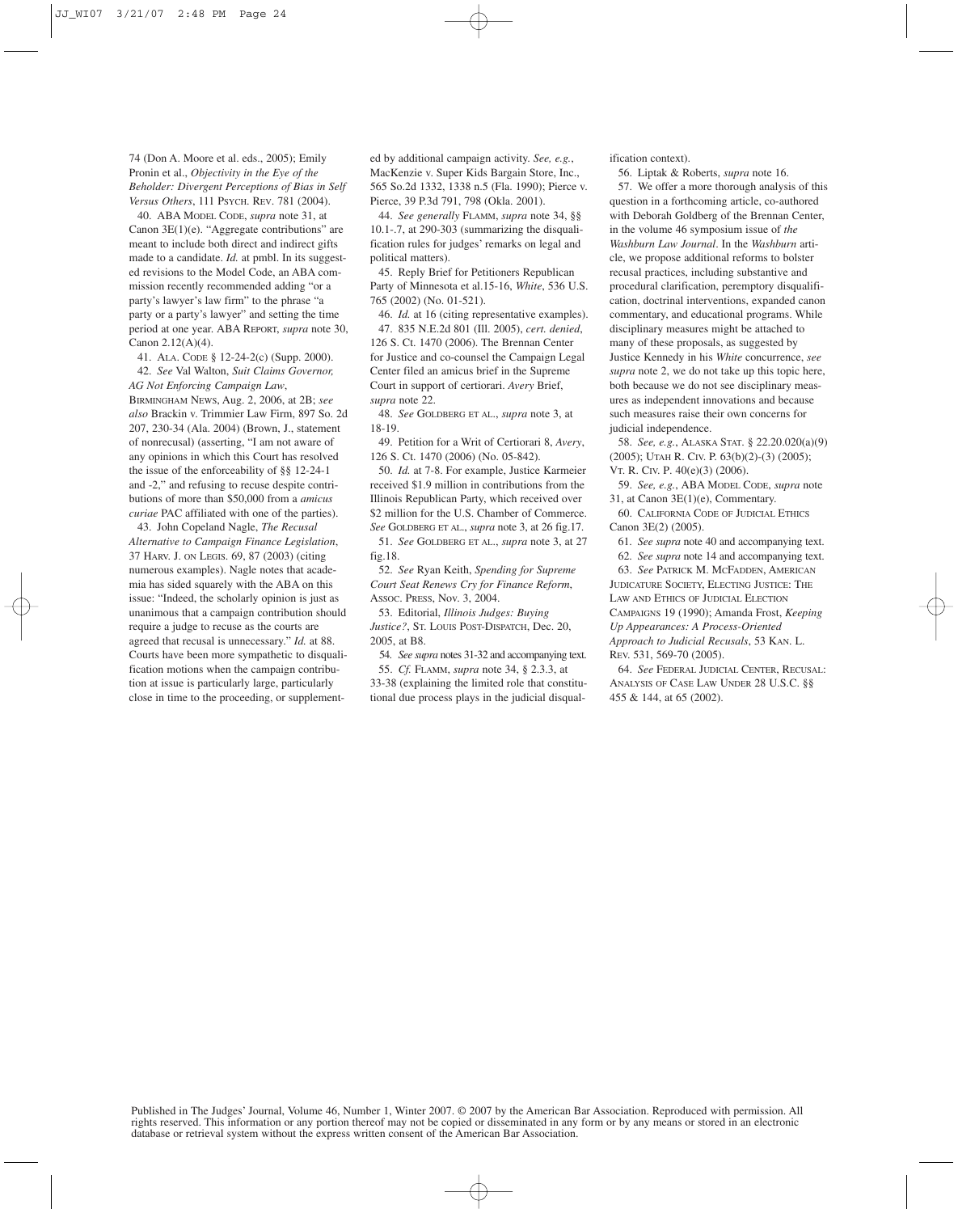74 (Don A. Moore et al. eds., 2005); Emily Pronin et al., *Objectivity in the Eye of the Beholder: Divergent Perceptions of Bias in Self Versus Others*, 111 PSYCH. REV. 781 (2004).

40. ABA MODEL CODE, *supra* note 31, at Canon 3E(1)(e). "Aggregate contributions" are meant to include both direct and indirect gifts made to a candidate. *Id.* at pmbl. In its suggested revisions to the Model Code, an ABA commission recently recommended adding "or a party's lawyer's law firm" to the phrase "a party or a party's lawyer" and setting the time period at one year. ABA REPORT, *supra* note 30, Canon 2.12(A)(4).

41. ALA. CODE § 12-24-2(c) (Supp. 2000).

42. *See* Val Walton, *Suit Claims Governor, AG Not Enforcing Campaign Law*, BIRMINGHAM NEWS, Aug. 2, 2006, at 2B; *see also* Brackin v. Trimmier Law Firm, 897 So. 2d 207, 230-34 (Ala. 2004) (Brown, J., statement of nonrecusal) (asserting, "I am not aware of any opinions in which this Court has resolved the issue of the enforceability of §§ 12-24-1 and -2," and refusing to recuse despite contributions of more than $50,000 from a *amicus curiae* PAC affiliated with one of the parties).

43. John Copeland Nagle, *The Recusal Alternative to Campaign Finance Legislation*, 37 HARV. J. ON LEGIS. 69, 87 (2003) (citing numerous examples). Nagle notes that academia has sided squarely with the ABA on this issue: "Indeed, the scholarly opinion is just as unanimous that a campaign contribution should require a judge to recuse as the courts are agreed that recusal is unnecessary." *Id.* at 88. Courts have been more sympathetic to disqualification motions when the campaign contribution at issue is particularly large, particularly close in time to the proceeding, or supplemented by additional campaign activity. *See, e.g.*, MacKenzie v. Super Kids Bargain Store, Inc., 565 So.2d 1332, 1338 n.5 (Fla. 1990); Pierce v. Pierce, 39 P.3d 791, 798 (Okla. 2001).

44. *See generally* FLAMM, *supra* note 34, §§ 10.1-.7, at 290-303 (summarizing the disqualification rules for judges' remarks on legal and political matters).

45. Reply Brief for Petitioners Republican Party of Minnesota et al.15-16, *White*, 536 U.S. 765 (2002) (No. 01-521).

46. *Id.* at 16 (citing representative examples).

47. 835 N.E.2d 801 (Ill. 2005), *cert. denied*, 126 S. Ct. 1470 (2006). The Brennan Center for Justice and co-counsel the Campaign Legal Center filed an amicus brief in the Supreme Court in support of certiorari. *Avery* Brief, *supra* note 22.

48. *See* GOLDBERG ET AL., *supra* note 3, at 18-19.

49. Petition for a Writ of Certiorari 8, *Avery*, 126 S. Ct. 1470 (2006) (No. 05-842).

50. *Id.* at 7-8. For example, Justice Karmeier received $1.9 million in contributions from the Illinois Republican Party, which received over $2 million for the U.S. Chamber of Commerce. *See* GOLDBERG ET AL., *supra* note 3, at 26 fig.17.

51. *See* GOLDBERG ET AL., *supra* note 3, at 27 fig.18.

52. *See* Ryan Keith, *Spending for Supreme Court Seat Renews Cry for Finance Reform*, ASSOC. PRESS, Nov. 3, 2004.

53. Editorial, *Illinois Judges: Buying Justice?*, ST. LOUIS POST-DISPATCH, Dec. 20, 2005, at B8.

54. *See supra* notes 31-32 and accompanying text.

55. *Cf.* FLAMM, *supra* note 34, § 2.3.3, at 33-38 (explaining the limited role that constitutional due process plays in the judicial disqualification context).

56. Liptak & Roberts, *supra* note 16.

57. We offer a more thorough analysis of this question in a forthcoming article, co-authored with Deborah Goldberg of the Brennan Center, in the volume 46 symposium issue of *the Washburn Law Journal*. In the *Washburn* article, we propose additional reforms to bolster recusal practices, including substantive and procedural clarification, peremptory disqualification, doctrinal interventions, expanded canon commentary, and educational programs. While disciplinary measures might be attached to many of these proposals, as suggested by Justice Kennedy in his *White* concurrence, *see supra* note 2, we do not take up this topic here, both because we do not see disciplinary measures as independent innovations and because such measures raise their own concerns for judicial independence.

58. *See, e.g.*, ALASKA STAT. § 22.20.020(a)(9) (2005); UTAH R. CIV. P. 63(b)(2)-(3) (2005); VT. R. CIV. P. 40(e)(3) (2006).

59. *See, e.g.*, ABA MODEL CODE, *supra* note 31, at Canon 3E(1)(e), Commentary.

60. CALIFORNIA CODE OF JUDICIAL ETHICS Canon 3E(2) (2005).

61. *See supra* note 40 and accompanying text.

62. *See supra* note 14 and accompanying text.

63. *See* PATRICK M. MCFADDEN, AMERICAN JUDICATURE SOCIETY, ELECTING JUSTICE: THE LAW AND ETHICS OF JUDICIAL ELECTION CAMPAIGNS 19 (1990); Amanda Frost, *Keeping Up Appearances: A Process-Oriented Approach to Judicial Recusals*, 53 KAN. L. REV. 531, 569-70 (2005).

64. *See* FEDERAL JUDICIAL CENTER, RECUSAL: ANALYSIS OF CASE LAW UNDER 28 U.S.C. §§ 455 & 144, at 65 (2002).

Published in The Judges' Journal, Volume 46, Number 1, Winter 2007. © 2007 by the American Bar Association. Reproduced with permission. All rights reserved. This information or any portion thereof may not be copied or disseminated in any form or by any means or stored in an electronic database or retrieval system without the express written consent of the American Bar Association.